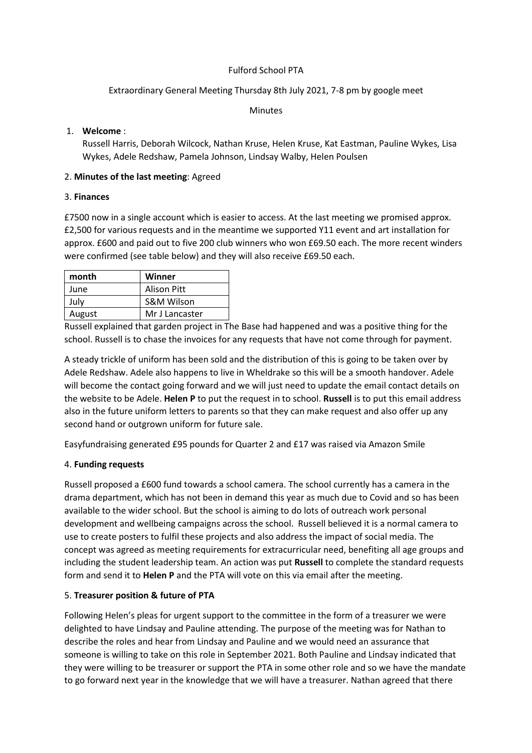Fulford School PTA

Extraordinary General Meeting Thursday 8th July 2021, 7-8 pm by google meet

Minutes

1. **Welcome** :
   Russell Harris, Deborah Wilcock, Nathan Kruse, Helen Kruse, Kat Eastman, Pauline Wykes, Lisa Wykes, Adele Redshaw, Pamela Johnson, Lindsay Walby, Helen Poulsen

2. **Minutes of the last meeting**: Agreed

3. **Finances**

£7500 now in a single account which is easier to access. At the last meeting we promised approx. £2,500 for various requests and in the meantime we supported Y11 event and art installation for approx. £600 and paid out to five 200 club winners who won £69.50 each. The more recent winders were confirmed (see table below) and they will also receive £69.50 each.

| month | Winner |
|---|---|
| June | Alison Pitt |
| July | S&M Wilson |
| August | Mr J Lancaster |

Russell explained that garden project in The Base had happened and was a positive thing for the school. Russell is to chase the invoices for any requests that have not come through for payment.

A steady trickle of uniform has been sold and the distribution of this is going to be taken over by Adele Redshaw. Adele also happens to live in Wheldrake so this will be a smooth handover. Adele will become the contact going forward and we will just need to update the email contact details on the website to be Adele. **Helen P** to put the request in to school. **Russell** is to put this email address also in the future uniform letters to parents so that they can make request and also offer up any second hand or outgrown uniform for future sale.

Easyfundraising generated £95 pounds for Quarter 2 and £17 was raised via Amazon Smile

4. **Funding requests**

Russell proposed a £600 fund towards a school camera. The school currently has a camera in the drama department, which has not been in demand this year as much due to Covid and so has been available to the wider school. But the school is aiming to do lots of outreach work personal development and wellbeing campaigns across the school. Russell believed it is a normal camera to use to create posters to fulfil these projects and also address the impact of social media. The concept was agreed as meeting requirements for extracurricular need, benefiting all age groups and including the student leadership team. An action was put **Russell** to complete the standard requests form and send it to **Helen P** and the PTA will vote on this via email after the meeting.

5. **Treasurer position & future of PTA**

Following Helen's pleas for urgent support to the committee in the form of a treasurer we were delighted to have Lindsay and Pauline attending. The purpose of the meeting was for Nathan to describe the roles and hear from Lindsay and Pauline and we would need an assurance that someone is willing to take on this role in September 2021. Both Pauline and Lindsay indicated that they were willing to be treasurer or support the PTA in some other role and so we have the mandate to go forward next year in the knowledge that we will have a treasurer. Nathan agreed that there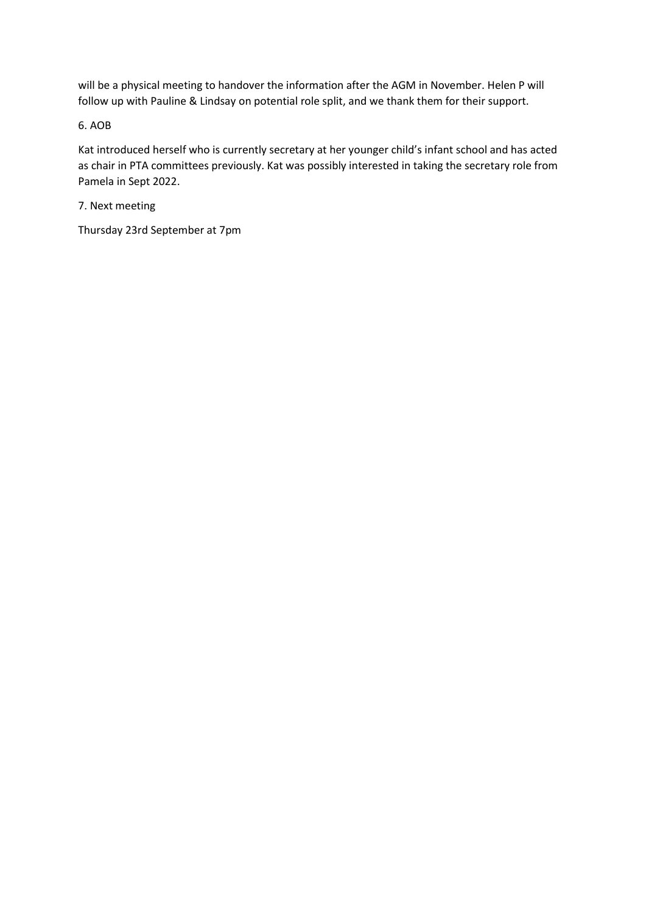will be a physical meeting to handover the information after the AGM in November. Helen P will follow up with Pauline & Lindsay on potential role split, and we thank them for their support.

6. AOB

Kat introduced herself who is currently secretary at her younger child's infant school and has acted as chair in PTA committees previously. Kat was possibly interested in taking the secretary role from Pamela in Sept 2022.

7. Next meeting

Thursday 23rd September at 7pm